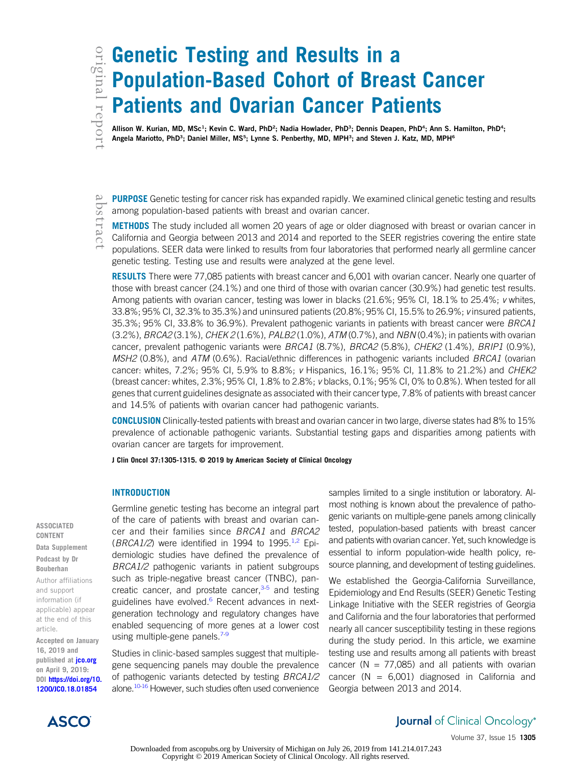# Genetic Testing and Results in a Population-Based Cohort of Breast Cancer Patients and Ovarian Cancer Patients

Allison W. Kurian, MD, MSc[1]; Kevin C. Ward, PhD[2]; Nadia Howlader, PhD[3]; Dennis Deapen, PhD[4]; Ann S. Hamilton, PhD[4]; Angela Mariotto, PhD[3]; Daniel Miller, MS[5]; Lynne S. Penberthy, MD, MPH[3]; and Steven J. Katz, MD, MPH[6]

## abstract

**PURPOSE** Genetic testing for cancer risk has expanded rapidly. We examined clinical genetic testing and results among population-based patients with breast and ovarian cancer.

**METHODS** The study included all women 20 years of age or older diagnosed with breast or ovarian cancer in California and Georgia between 2013 and 2014 and reported to the SEER registries covering the entire state populations. SEER data were linked to results from four laboratories that performed nearly all germline cancer genetic testing. Testing use and results were analyzed at the gene level.

**RESULTS** There were 77,085 patients with breast cancer and 6,001 with ovarian cancer. Nearly one quarter of those with breast cancer (24.1%) and one third of those with ovarian cancer (30.9%) had genetic test results. Among patients with ovarian cancer, testing was lower in blacks (21.6%; 95% CI, 18.1% to 25.4%; *v* whites, 33.8%; 95% CI, 32.3% to 35.3%) and uninsured patients (20.8%; 95% CI, 15.5% to 26.9%; *v* insured patients, 35.3%; 95% CI, 33.8% to 36.9%). Prevalent pathogenic variants in patients with breast cancer were *BRCA1* (3.2%), *BRCA2* (3.1%), *CHEK2* (1.6%), *PALB2* (1.0%), *ATM* (0.7%), and *NBN* (0.4%); in patients with ovarian cancer, prevalent pathogenic variants were *BRCA1* (8.7%), *BRCA2* (5.8%), *CHEK2* (1.4%), *BRIP1* (0.9%), *MSH2* (0.8%), and *ATM* (0.6%). Racial/ethnic differences in pathogenic variants included *BRCA1* (ovarian cancer: whites, 7.2%; 95% CI, 5.9% to 8.8%; *v* Hispanics, 16.1%; 95% CI, 11.8% to 21.2%) and *CHEK2* (breast cancer: whites, 2.3%; 95% CI, 1.8% to 2.8%; *v* blacks, 0.1%; 95% CI, 0% to 0.8%). When tested for all genes that current guidelines designate as associated with their cancer type, 7.8% of patients with breast cancer and 14.5% of patients with ovarian cancer had pathogenic variants.

**CONCLUSION** Clinically-tested patients with breast and ovarian cancer in two large, diverse states had 8% to 15% prevalence of actionable pathogenic variants. Substantial testing gaps and disparities among patients with ovarian cancer are targets for improvement.

J Clin Oncol 37:1305-1315. © 2019 by American Society of Clinical Oncology

ASSOCIATED CONTENT

Data Supplement

Podcast by Dr Bouberhan

Author affiliations and support information (if applicable) appear at the end of this article.

Accepted on January 16, 2019 and published at jco.org on April 9, 2019: DOI https://doi.org/10.1200/JCO.18.01854

## INTRODUCTION

Germline genetic testing has become an integral part of the care of patients with breast and ovarian cancer and their families since *BRCA1* and *BRCA2* (*BRCA1/2*) were identified in 1994 to 1995.[1,2] Epidemiologic studies have defined the prevalence of *BRCA1/2* pathogenic variants in patient subgroups such as triple-negative breast cancer (TNBC), pancreatic cancer, and prostate cancer,[3-5] and testing guidelines have evolved.[6] Recent advances in next-generation technology and regulatory changes have enabled sequencing of more genes at a lower cost using multiple-gene panels.[7-9]

Studies in clinic-based samples suggest that multiple-gene sequencing panels may double the prevalence of pathogenic variants detected by testing *BRCA1/2* alone.[10-16] However, such studies often used convenience samples limited to a single institution or laboratory. Almost nothing is known about the prevalence of pathogenic variants on multiple-gene panels among clinically tested, population-based patients with breast cancer and patients with ovarian cancer. Yet, such knowledge is essential to inform population-wide health policy, resource planning, and development of testing guidelines.

We established the Georgia-California Surveillance, Epidemiology and End Results (SEER) Genetic Testing Linkage Initiative with the SEER registries of Georgia and California and the four laboratories that performed nearly all cancer susceptibility testing in these regions during the study period. In this article, we examine testing use and results among all patients with breast cancer (N = 77,085) and all patients with ovarian cancer (N = 6,001) diagnosed in California and Georgia between 2013 and 2014.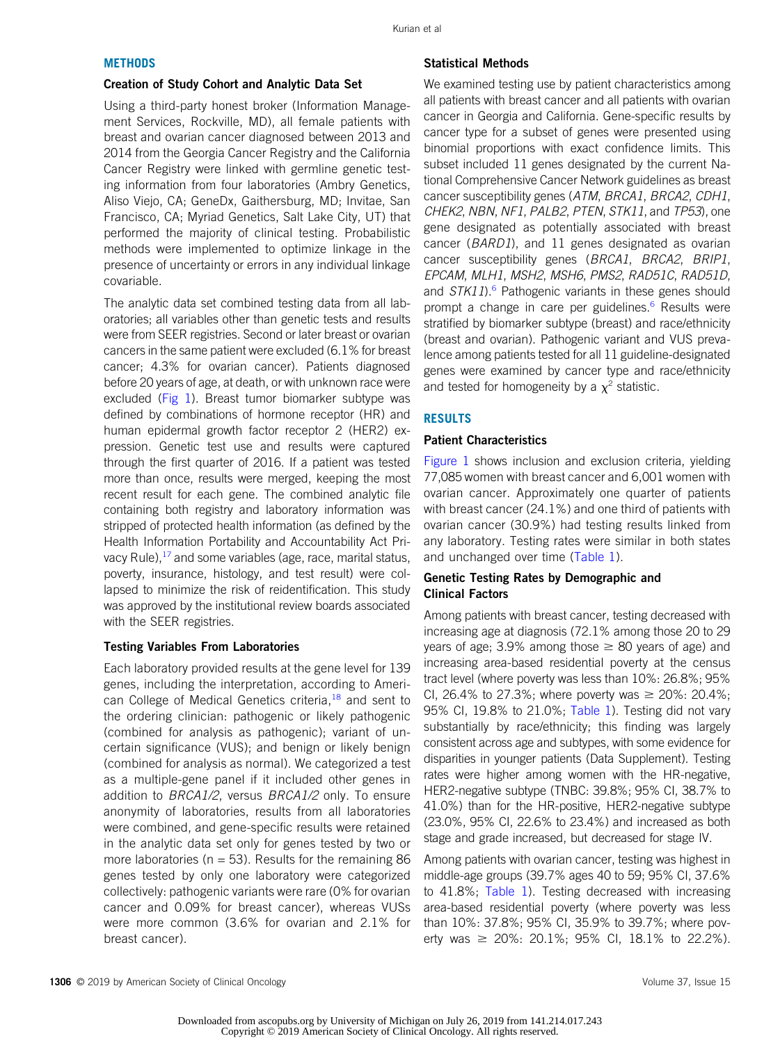## METHODS

### Creation of Study Cohort and Analytic Data Set

Using a third-party honest broker (Information Management Services, Rockville, MD), all female patients with breast and ovarian cancer diagnosed between 2013 and 2014 from the Georgia Cancer Registry and the California Cancer Registry were linked with germline genetic testing information from four laboratories (Ambry Genetics, Aliso Viejo, CA; GeneDx, Gaithersburg, MD; Invitae, San Francisco, CA; Myriad Genetics, Salt Lake City, UT) that performed the majority of clinical testing. Probabilistic methods were implemented to optimize linkage in the presence of uncertainty or errors in any individual linkage covariable.

The analytic data set combined testing data from all laboratories; all variables other than genetic tests and results were from SEER registries. Second or later breast or ovarian cancers in the same patient were excluded (6.1% for breast cancer; 4.3% for ovarian cancer). Patients diagnosed before 20 years of age, at death, or with unknown race were excluded (Fig 1). Breast tumor biomarker subtype was defined by combinations of hormone receptor (HR) and human epidermal growth factor receptor 2 (HER2) expression. Genetic test use and results were captured through the first quarter of 2016. If a patient was tested more than once, results were merged, keeping the most recent result for each gene. The combined analytic file containing both registry and laboratory information was stripped of protected health information (as defined by the Health Information Portability and Accountability Act Privacy Rule),[17] and some variables (age, race, marital status, poverty, insurance, histology, and test result) were collapsed to minimize the risk of reidentification. This study was approved by the institutional review boards associated with the SEER registries.

### Testing Variables From Laboratories

Each laboratory provided results at the gene level for 139 genes, including the interpretation, according to American College of Medical Genetics criteria,[18] and sent to the ordering clinician: pathogenic or likely pathogenic (combined for analysis as pathogenic); variant of uncertain significance (VUS); and benign or likely benign (combined for analysis as normal). We categorized a test as a multiple-gene panel if it included other genes in addition to *BRCA1/2*, versus *BRCA1/2* only. To ensure anonymity of laboratories, results from all laboratories were combined, and gene-specific results were retained in the analytic data set only for genes tested by two or more laboratories (n = 53). Results for the remaining 86 genes tested by only one laboratory were categorized collectively: pathogenic variants were rare (0% for ovarian cancer and 0.09% for breast cancer), whereas VUSs were more common (3.6% for ovarian and 2.1% for breast cancer).

### Statistical Methods

We examined testing use by patient characteristics among all patients with breast cancer and all patients with ovarian cancer in Georgia and California. Gene-specific results by cancer type for a subset of genes were presented using binomial proportions with exact confidence limits. This subset included 11 genes designated by the current National Comprehensive Cancer Network guidelines as breast cancer susceptibility genes (*ATM*, *BRCA1*, *BRCA2*, *CDH1*, *CHEK2*, *NBN*, *NF1*, *PALB2*, *PTEN*, *STK11*, and *TP53*), one gene designated as potentially associated with breast cancer (*BARD1*), and 11 genes designated as ovarian cancer susceptibility genes (*BRCA1*, *BRCA2*, *BRIP1*, *EPCAM*, *MLH1*, *MSH2*, *MSH6*, *PMS2*, *RAD51C*, *RAD51D*, and *STK11*).[6] Pathogenic variants in these genes should prompt a change in care per guidelines.[6] Results were stratified by biomarker subtype (breast) and race/ethnicity (breast and ovarian). Pathogenic variant and VUS prevalence among patients tested for all 11 guideline-designated genes were examined by cancer type and race/ethnicity and tested for homogeneity by a $\chi^2$ statistic.

## RESULTS

### Patient Characteristics

Figure 1 shows inclusion and exclusion criteria, yielding 77,085 women with breast cancer and 6,001 women with ovarian cancer. Approximately one quarter of patients with breast cancer (24.1%) and one third of patients with ovarian cancer (30.9%) had testing results linked from any laboratory. Testing rates were similar in both states and unchanged over time (Table 1).

### Genetic Testing Rates by Demographic and Clinical Factors

Among patients with breast cancer, testing decreased with increasing age at diagnosis (72.1% among those 20 to 29 years of age; 3.9% among those ≥ 80 years of age) and increasing area-based residential poverty at the census tract level (where poverty was less than 10%: 26.8%; 95% CI, 26.4% to 27.3%; where poverty was ≥ 20%: 20.4%; 95% CI, 19.8% to 21.0%; Table 1). Testing did not vary substantially by race/ethnicity; this finding was largely consistent across age and subtypes, with some evidence for disparities in younger patients (Data Supplement). Testing rates were higher among women with the HR-negative, HER2-negative subtype (TNBC: 39.8%; 95% CI, 38.7% to 41.0%) than for the HR-positive, HER2-negative subtype (23.0%, 95% CI, 22.6% to 23.4%) and increased as both stage and grade increased, but decreased for stage IV.

Among patients with ovarian cancer, testing was highest in middle-age groups (39.7% ages 40 to 59; 95% CI, 37.6% to 41.8%; Table 1). Testing decreased with increasing area-based residential poverty (where poverty was less than 10%: 37.8%; 95% CI, 35.9% to 39.7%; where poverty was ≥ 20%: 20.1%; 95% CI, 18.1% to 22.2%).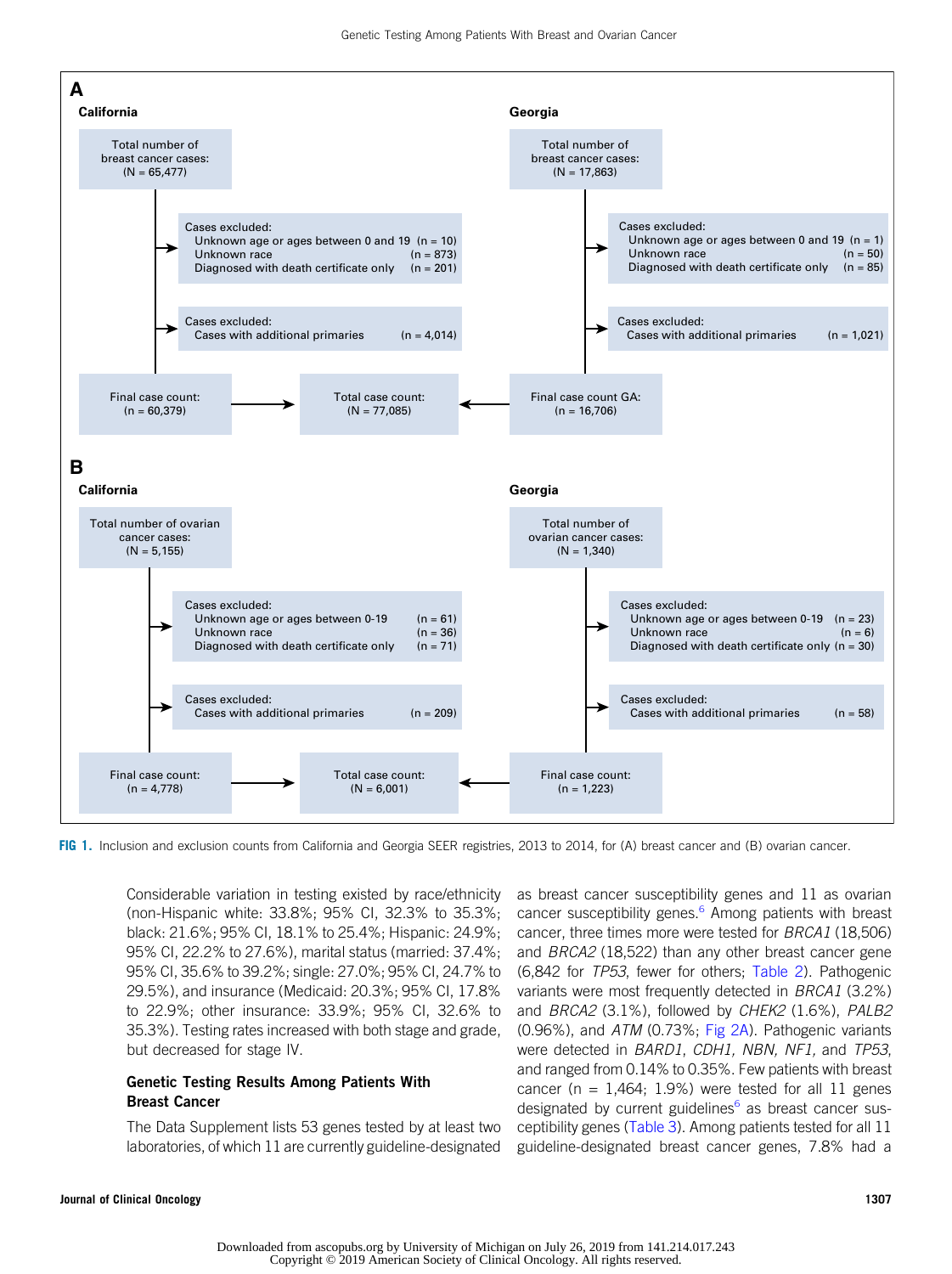**A**

**California**

Total number of breast cancer cases: (N = 65,477)

Cases excluded:
- Unknown age or ages between 0 and 19 (n = 10)
- Unknown race (n = 873)
- Diagnosed with death certificate only (n = 201)

Cases excluded:
- Cases with additional primaries (n = 4,014)

Final case count: (n = 60,379)

**Georgia**

Total number of breast cancer cases: (N = 17,863)

Cases excluded:
- Unknown age or ages between 0 and 19 (n = 1)
- Unknown race (n = 50)
- Diagnosed with death certificate only (n = 85)

Cases excluded:
- Cases with additional primaries (n = 1,021)

Final case count GA: (n = 16,706)

Total case count: (N = 77,085)

**B**

**California**

Total number of ovarian cancer cases: (N = 5,155)

Cases excluded:
- Unknown age or ages between 0-19 (n = 61)
- Unknown race (n = 36)
- Diagnosed with death certificate only (n = 71)

Cases excluded:
- Cases with additional primaries (n = 209)

Final case count: (n = 4,778)

**Georgia**

Total number of ovarian cancer cases: (N = 1,340)

Cases excluded:
- Unknown age or ages between 0-19 (n = 23)
- Unknown race (n = 6)
- Diagnosed with death certificate only (n = 30)

Cases excluded:
- Cases with additional primaries (n = 58)

Final case count: (n = 1,223)

Total case count: (N = 6,001)

**FIG 1.** Inclusion and exclusion counts from California and Georgia SEER registries, 2013 to 2014, for (A) breast cancer and (B) ovarian cancer.

Considerable variation in testing existed by race/ethnicity (non-Hispanic white: 33.8%; 95% CI, 32.3% to 35.3%; black: 21.6%; 95% CI, 18.1% to 25.4%; Hispanic: 24.9%; 95% CI, 22.2% to 27.6%), marital status (married: 37.4%; 95% CI, 35.6% to 39.2%; single: 27.0%; 95% CI, 24.7% to 29.5%), and insurance (Medicaid: 20.3%; 95% CI, 17.8% to 22.9%; other insurance: 33.9%; 95% CI, 32.6% to 35.3%). Testing rates increased with both stage and grade, but decreased for stage IV.

### Genetic Testing Results Among Patients With Breast Cancer

The Data Supplement lists 53 genes tested by at least two laboratories, of which 11 are currently guideline-designated as breast cancer susceptibility genes and 11 as ovarian cancer susceptibility genes.[6] Among patients with breast cancer, three times more were tested for *BRCA1* (18,506) and *BRCA2* (18,522) than any other breast cancer gene (6,842 for *TP53*, fewer for others; Table 2). Pathogenic variants were most frequently detected in *BRCA1* (3.2%) and *BRCA2* (3.1%), followed by *CHEK2* (1.6%), *PALB2* (0.96%), and *ATM* (0.73%; Fig 2A). Pathogenic variants were detected in *BARD1*, *CDH1*, *NBN*, *NF1*, and *TP53*, and ranged from 0.14% to 0.35%. Few patients with breast cancer (n = 1,464; 1.9%) were tested for all 11 genes designated by current guidelines[6] as breast cancer susceptibility genes (Table 3). Among patients tested for all 11 guideline-designated breast cancer genes, 7.8% had a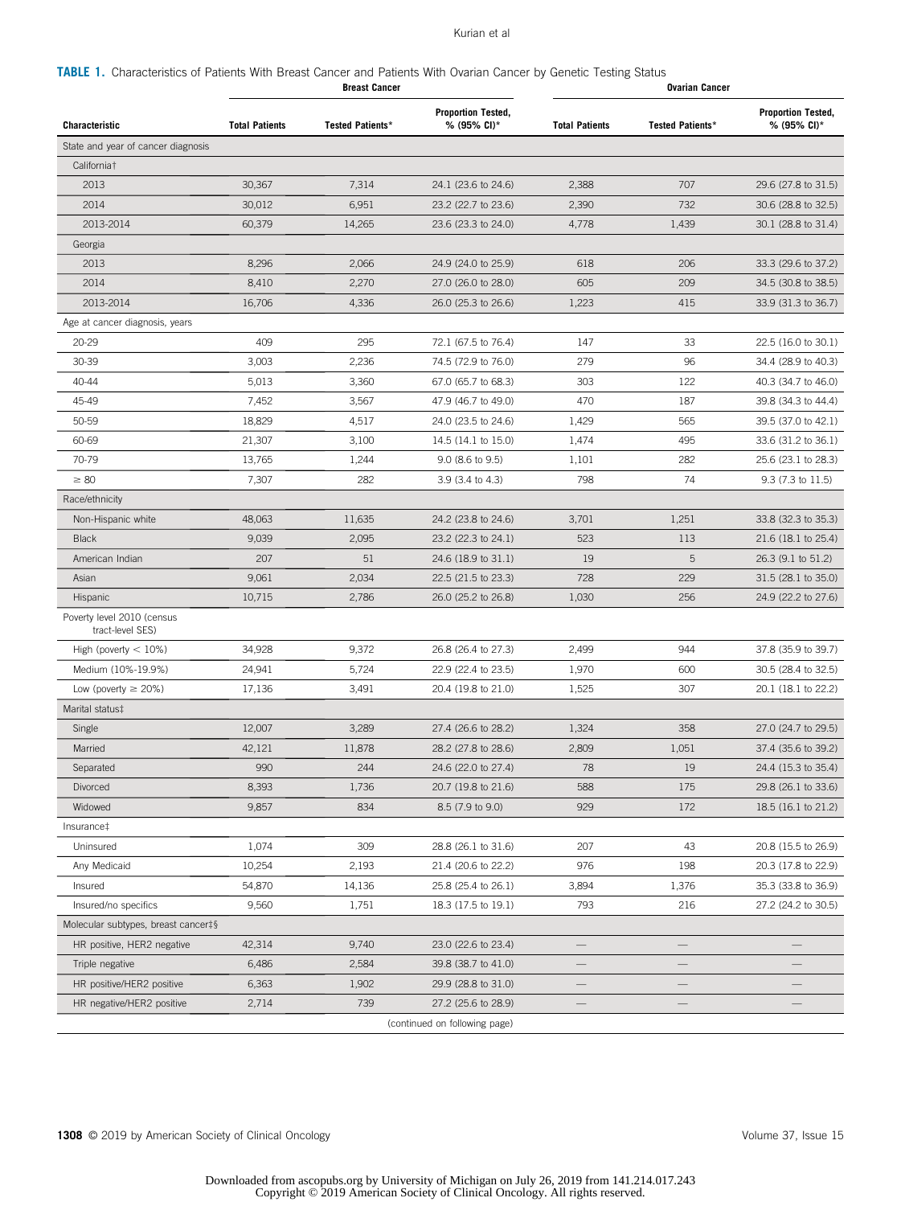**TABLE 1.** Characteristics of Patients With Breast Cancer and Patients With Ovarian Cancer by Genetic Testing Status

| Characteristic | Breast Cancer | | | Ovarian Cancer | | |
|---|---|---|---|---|---|---|
| | Total Patients | Tested Patients* | Proportion Tested, % (95% CI)* | Total Patients | Tested Patients* | Proportion Tested, % (95% CI)* |
| State and year of cancer diagnosis | | | | | | |
| California† | | | | | | |
| 2013 | 30,367 | 7,314 | 24.1 (23.6 to 24.6) | 2,388 | 707 | 29.6 (27.8 to 31.5) |
| 2014 | 30,012 | 6,951 | 23.2 (22.7 to 23.6) | 2,390 | 732 | 30.6 (28.8 to 32.5) |
| 2013-2014 | 60,379 | 14,265 | 23.6 (23.3 to 24.0) | 4,778 | 1,439 | 30.1 (28.8 to 31.4) |
| Georgia | | | | | | |
| 2013 | 8,296 | 2,066 | 24.9 (24.0 to 25.9) | 618 | 206 | 33.3 (29.6 to 37.2) |
| 2014 | 8,410 | 2,270 | 27.0 (26.0 to 28.0) | 605 | 209 | 34.5 (30.8 to 38.5) |
| 2013-2014 | 16,706 | 4,336 | 26.0 (25.3 to 26.6) | 1,223 | 415 | 33.9 (31.3 to 36.7) |
| Age at cancer diagnosis, years | | | | | | |
| 20-29 | 409 | 295 | 72.1 (67.5 to 76.4) | 147 | 33 | 22.5 (16.0 to 30.1) |
| 30-39 | 3,003 | 2,236 | 74.5 (72.9 to 76.0) | 279 | 96 | 34.4 (28.9 to 40.3) |
| 40-44 | 5,013 | 3,360 | 67.0 (65.7 to 68.3) | 303 | 122 | 40.3 (34.7 to 46.0) |
| 45-49 | 7,452 | 3,567 | 47.9 (46.7 to 49.0) | 470 | 187 | 39.8 (34.3 to 44.4) |
| 50-59 | 18,829 | 4,517 | 24.0 (23.5 to 24.6) | 1,429 | 565 | 39.5 (37.0 to 42.1) |
| 60-69 | 21,307 | 3,100 | 14.5 (14.1 to 15.0) | 1,474 | 495 | 33.6 (31.2 to 36.1) |
| 70-79 | 13,765 | 1,244 | 9.0 (8.6 to 9.5) | 1,101 | 282 | 25.6 (23.1 to 28.3) |
| ≥ 80 | 7,307 | 282 | 3.9 (3.4 to 4.3) | 798 | 74 | 9.3 (7.3 to 11.5) |
| Race/ethnicity | | | | | | |
| Non-Hispanic white | 48,063 | 11,635 | 24.2 (23.8 to 24.6) | 3,701 | 1,251 | 33.8 (32.3 to 35.3) |
| Black | 9,039 | 2,095 | 23.2 (22.3 to 24.1) | 523 | 113 | 21.6 (18.1 to 25.4) |
| American Indian | 207 | 51 | 24.6 (18.9 to 31.1) | 19 | 5 | 26.3 (9.1 to 51.2) |
| Asian | 9,061 | 2,034 | 22.5 (21.5 to 23.3) | 728 | 229 | 31.5 (28.1 to 35.0) |
| Hispanic | 10,715 | 2,786 | 26.0 (25.2 to 26.8) | 1,030 | 256 | 24.9 (22.2 to 27.6) |
| Poverty level 2010 (census tract-level SES) | | | | | | |
| High (poverty < 10%) | 34,928 | 9,372 | 26.8 (26.4 to 27.3) | 2,499 | 944 | 37.8 (35.9 to 39.7) |
| Medium (10%-19.9%) | 24,941 | 5,724 | 22.9 (22.4 to 23.5) | 1,970 | 600 | 30.5 (28.4 to 32.5) |
| Low (poverty ≥ 20%) | 17,136 | 3,491 | 20.4 (19.8 to 21.0) | 1,525 | 307 | 20.1 (18.1 to 22.2) |
| Marital status‡ | | | | | | |
| Single | 12,007 | 3,289 | 27.4 (26.6 to 28.2) | 1,324 | 358 | 27.0 (24.7 to 29.5) |
| Married | 42,121 | 11,878 | 28.2 (27.8 to 28.6) | 2,809 | 1,051 | 37.4 (35.6 to 39.2) |
| Separated | 990 | 244 | 24.6 (22.0 to 27.4) | 78 | 19 | 24.4 (15.3 to 35.4) |
| Divorced | 8,393 | 1,736 | 20.7 (19.8 to 21.6) | 588 | 175 | 29.8 (26.1 to 33.6) |
| Widowed | 9,857 | 834 | 8.5 (7.9 to 9.0) | 929 | 172 | 18.5 (16.1 to 21.2) |
| Insurance‡ | | | | | | |
| Uninsured | 1,074 | 309 | 28.8 (26.1 to 31.6) | 207 | 43 | 20.8 (15.5 to 26.9) |
| Any Medicaid | 10,254 | 2,193 | 21.4 (20.6 to 22.2) | 976 | 198 | 20.3 (17.8 to 22.9) |
| Insured | 54,870 | 14,136 | 25.8 (25.4 to 26.1) | 3,894 | 1,376 | 35.3 (33.8 to 36.9) |
| Insured/no specifics | 9,560 | 1,751 | 18.3 (17.5 to 19.1) | 793 | 216 | 27.2 (24.2 to 30.5) |
| Molecular subtypes, breast cancer‡§ | | | | | | |
| HR positive, HER2 negative | 42,314 | 9,740 | 23.0 (22.6 to 23.4) | — | — | — |
| Triple negative | 6,486 | 2,584 | 39.8 (38.7 to 41.0) | — | — | — |
| HR positive/HER2 positive | 6,363 | 1,902 | 29.9 (28.8 to 31.0) | — | — | — |
| HR negative/HER2 positive | 2,714 | 739 | 27.2 (25.6 to 28.9) | — | — | — |

(continued on following page)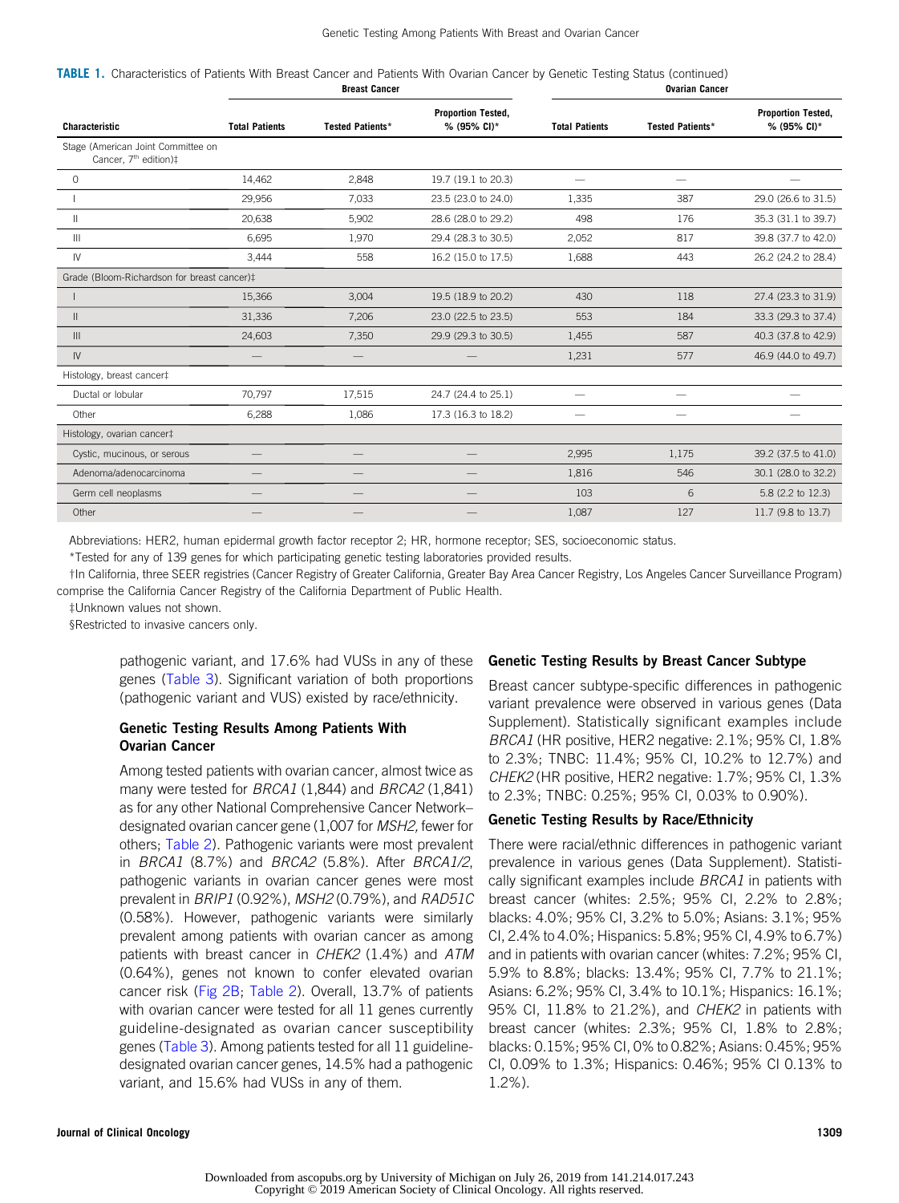**TABLE 1.** Characteristics of Patients With Breast Cancer and Patients With Ovarian Cancer by Genetic Testing Status (continued)

| | Breast Cancer | | | Ovarian Cancer | | |
|---|---|---|---|---|---|---|
| Characteristic | Total Patients | Tested Patients* | Proportion Tested, % (95% CI)* | Total Patients | Tested Patients* | Proportion Tested, % (95% CI)* |
| Stage (American Joint Committee on Cancer, 7th edition)‡ | | | | | | |
| 0 | 14,462 | 2,848 | 19.7 (19.1 to 20.3) | — | — | — |
| I | 29,956 | 7,033 | 23.5 (23.0 to 24.0) | 1,335 | 387 | 29.0 (26.6 to 31.5) |
| II | 20,638 | 5,902 | 28.6 (28.0 to 29.2) | 498 | 176 | 35.3 (31.1 to 39.7) |
| III | 6,695 | 1,970 | 29.4 (28.3 to 30.5) | 2,052 | 817 | 39.8 (37.7 to 42.0) |
| IV | 3,444 | 558 | 16.2 (15.0 to 17.5) | 1,688 | 443 | 26.2 (24.2 to 28.4) |
| Grade (Bloom-Richardson for breast cancer)‡ | | | | | | |
| I | 15,366 | 3,004 | 19.5 (18.9 to 20.2) | 430 | 118 | 27.4 (23.3 to 31.9) |
| II | 31,336 | 7,206 | 23.0 (22.5 to 23.5) | 553 | 184 | 33.3 (29.3 to 37.4) |
| III | 24,603 | 7,350 | 29.9 (29.3 to 30.5) | 1,455 | 587 | 40.3 (37.8 to 42.9) |
| IV | — | — | — | 1,231 | 577 | 46.9 (44.0 to 49.7) |
| Histology, breast cancer‡ | | | | | | |
| Ductal or lobular | 70,797 | 17,515 | 24.7 (24.4 to 25.1) | — | — | — |
| Other | 6,288 | 1,086 | 17.3 (16.3 to 18.2) | — | — | — |
| Histology, ovarian cancer‡ | | | | | | |
| Cystic, mucinous, or serous | — | — | — | 2,995 | 1,175 | 39.2 (37.5 to 41.0) |
| Adenoma/adenocarcinoma | — | — | — | 1,816 | 546 | 30.1 (28.0 to 32.2) |
| Germ cell neoplasms | — | — | — | 103 | 6 | 5.8 (2.2 to 12.3) |
| Other | — | — | — | 1,087 | 127 | 11.7 (9.8 to 13.7) |

Abbreviations: HER2, human epidermal growth factor receptor 2; HR, hormone receptor; SES, socioeconomic status.

*Tested for any of 139 genes for which participating genetic testing laboratories provided results.

†In California, three SEER registries (Cancer Registry of Greater California, Greater Bay Area Cancer Registry, Los Angeles Cancer Surveillance Program) comprise the California Cancer Registry of the California Department of Public Health.

‡Unknown values not shown.

§Restricted to invasive cancers only.

pathogenic variant, and 17.6% had VUSs in any of these genes (Table 3). Significant variation of both proportions (pathogenic variant and VUS) existed by race/ethnicity.

### Genetic Testing Results Among Patients With Ovarian Cancer

Among tested patients with ovarian cancer, almost twice as many were tested for *BRCA1* (1,844) and *BRCA2* (1,841) as for any other National Comprehensive Cancer Network–designated ovarian cancer gene (1,007 for *MSH2*, fewer for others; Table 2). Pathogenic variants were most prevalent in *BRCA1* (8.7%) and *BRCA2* (5.8%). After *BRCA1/2*, pathogenic variants in ovarian cancer genes were most prevalent in *BRIP1* (0.92%), *MSH2* (0.79%), and *RAD51C* (0.58%). However, pathogenic variants were similarly prevalent among patients with ovarian cancer as among patients with breast cancer in *CHEK2* (1.4%) and *ATM* (0.64%), genes not known to confer elevated ovarian cancer risk (Fig 2B; Table 2). Overall, 13.7% of patients with ovarian cancer were tested for all 11 genes currently guideline-designated as ovarian cancer susceptibility genes (Table 3). Among patients tested for all 11 guideline-designated ovarian cancer genes, 14.5% had a pathogenic variant, and 15.6% had VUSs in any of them.

### Genetic Testing Results by Breast Cancer Subtype

Breast cancer subtype-specific differences in pathogenic variant prevalence were observed in various genes (Data Supplement). Statistically significant examples include *BRCA1* (HR positive, HER2 negative: 2.1%; 95% CI, 1.8% to 2.3%; TNBC: 11.4%; 95% CI, 10.2% to 12.7%) and *CHEK2* (HR positive, HER2 negative: 1.7%; 95% CI, 1.3% to 2.3%; TNBC: 0.25%; 95% CI, 0.03% to 0.90%).

### Genetic Testing Results by Race/Ethnicity

There were racial/ethnic differences in pathogenic variant prevalence in various genes (Data Supplement). Statistically significant examples include *BRCA1* in patients with breast cancer (whites: 2.5%; 95% CI, 2.2% to 2.8%; blacks: 4.0%; 95% CI, 3.2% to 5.0%; Asians: 3.1%; 95% CI, 2.4% to 4.0%; Hispanics: 5.8%; 95% CI, 4.9% to 6.7%) and in patients with ovarian cancer (whites: 7.2%; 95% CI, 5.9% to 8.8%; blacks: 13.4%; 95% CI, 7.7% to 21.1%; Asians: 6.2%; 95% CI, 3.4% to 10.1%; Hispanics: 16.1%; 95% CI, 11.8% to 21.2%), and *CHEK2* in patients with breast cancer (whites: 2.3%; 95% CI, 1.8% to 2.8%; blacks: 0.15%; 95% CI, 0% to 0.82%; Asians: 0.45%; 95% CI, 0.09% to 1.3%; Hispanics: 0.46%; 95% CI 0.13% to 1.2%).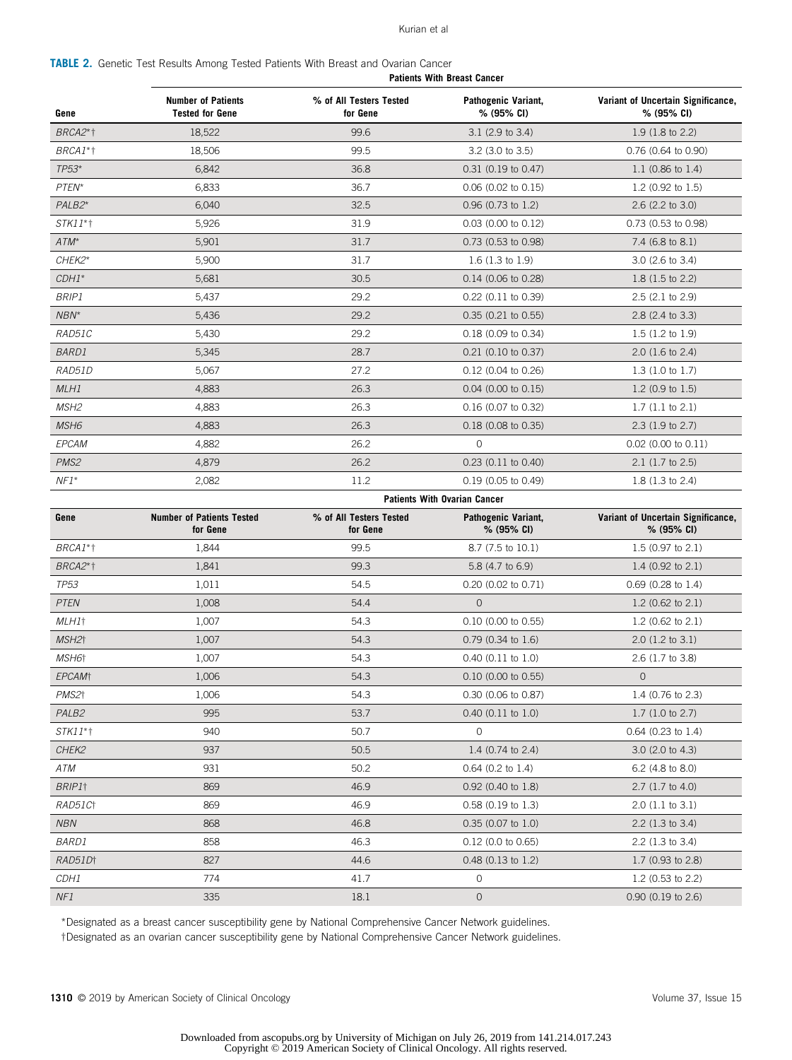**TABLE 2.** Genetic Test Results Among Tested Patients With Breast and Ovarian Cancer

| | Patients With Breast Cancer | | | |
|---|---|---|---|---|
| Gene | Number of Patients Tested for Gene | % of All Testers Tested for Gene | Pathogenic Variant, % (95% CI) | Variant of Uncertain Significance, % (95% CI) |
| *BRCA2*\*† | 18,522 | 99.6 | 3.1 (2.9 to 3.4) | 1.9 (1.8 to 2.2) |
| *BRCA1*\*† | 18,506 | 99.5 | 3.2 (3.0 to 3.5) | 0.76 (0.64 to 0.90) |
| *TP53*\* | 6,842 | 36.8 | 0.31 (0.19 to 0.47) | 1.1 (0.86 to 1.4) |
| *PTEN*\* | 6,833 | 36.7 | 0.06 (0.02 to 0.15) | 1.2 (0.92 to 1.5) |
| *PALB2*\* | 6,040 | 32.5 | 0.96 (0.73 to 1.2) | 2.6 (2.2 to 3.0) |
| *STK11*\*† | 5,926 | 31.9 | 0.03 (0.00 to 0.12) | 0.73 (0.53 to 0.98) |
| *ATM*\* | 5,901 | 31.7 | 0.73 (0.53 to 0.98) | 7.4 (6.8 to 8.1) |
| *CHEK2*\* | 5,900 | 31.7 | 1.6 (1.3 to 1.9) | 3.0 (2.6 to 3.4) |
| *CDH1*\* | 5,681 | 30.5 | 0.14 (0.06 to 0.28) | 1.8 (1.5 to 2.2) |
| *BRIP1* | 5,437 | 29.2 | 0.22 (0.11 to 0.39) | 2.5 (2.1 to 2.9) |
| *NBN*\* | 5,436 | 29.2 | 0.35 (0.21 to 0.55) | 2.8 (2.4 to 3.3) |
| *RAD51C* | 5,430 | 29.2 | 0.18 (0.09 to 0.34) | 1.5 (1.2 to 1.9) |
| *BARD1* | 5,345 | 28.7 | 0.21 (0.10 to 0.37) | 2.0 (1.6 to 2.4) |
| *RAD51D* | 5,067 | 27.2 | 0.12 (0.04 to 0.26) | 1.3 (1.0 to 1.7) |
| *MLH1* | 4,883 | 26.3 | 0.04 (0.00 to 0.15) | 1.2 (0.9 to 1.5) |
| *MSH2* | 4,883 | 26.3 | 0.16 (0.07 to 0.32) | 1.7 (1.1 to 2.1) |
| *MSH6* | 4,883 | 26.3 | 0.18 (0.08 to 0.35) | 2.3 (1.9 to 2.7) |
| *EPCAM* | 4,882 | 26.2 | 0 | 0.02 (0.00 to 0.11) |
| *PMS2* | 4,879 | 26.2 | 0.23 (0.11 to 0.40) | 2.1 (1.7 to 2.5) |
| *NF1*\* | 2,082 | 11.2 | 0.19 (0.05 to 0.49) | 1.8 (1.3 to 2.4) |
| | **Patients With Ovarian Cancer** | | | |
| **Gene** | **Number of Patients Tested for Gene** | **% of All Testers Tested for Gene** | **Pathogenic Variant, % (95% CI)** | **Variant of Uncertain Significance, % (95% CI)** |
| *BRCA1*\*† | 1,844 | 99.5 | 8.7 (7.5 to 10.1) | 1.5 (0.97 to 2.1) |
| *BRCA2*\*† | 1,841 | 99.3 | 5.8 (4.7 to 6.9) | 1.4 (0.92 to 2.1) |
| *TP53* | 1,011 | 54.5 | 0.20 (0.02 to 0.71) | 0.69 (0.28 to 1.4) |
| *PTEN* | 1,008 | 54.4 | 0 | 1.2 (0.62 to 2.1) |
| *MLH1*† | 1,007 | 54.3 | 0.10 (0.00 to 0.55) | 1.2 (0.62 to 2.1) |
| *MSH2*† | 1,007 | 54.3 | 0.79 (0.34 to 1.6) | 2.0 (1.2 to 3.1) |
| *MSH6*† | 1,007 | 54.3 | 0.40 (0.11 to 1.0) | 2.6 (1.7 to 3.8) |
| *EPCAM*† | 1,006 | 54.3 | 0.10 (0.00 to 0.55) | 0 |
| *PMS2*† | 1,006 | 54.3 | 0.30 (0.06 to 0.87) | 1.4 (0.76 to 2.3) |
| *PALB2* | 995 | 53.7 | 0.40 (0.11 to 1.0) | 1.7 (1.0 to 2.7) |
| *STK11*\*† | 940 | 50.7 | 0 | 0.64 (0.23 to 1.4) |
| *CHEK2* | 937 | 50.5 | 1.4 (0.74 to 2.4) | 3.0 (2.0 to 4.3) |
| *ATM* | 931 | 50.2 | 0.64 (0.2 to 1.4) | 6.2 (4.8 to 8.0) |
| *BRIP1*† | 869 | 46.9 | 0.92 (0.40 to 1.8) | 2.7 (1.7 to 4.0) |
| *RAD51C*† | 869 | 46.9 | 0.58 (0.19 to 1.3) | 2.0 (1.1 to 3.1) |
| *NBN* | 868 | 46.8 | 0.35 (0.07 to 1.0) | 2.2 (1.3 to 3.4) |
| *BARD1* | 858 | 46.3 | 0.12 (0.0 to 0.65) | 2.2 (1.3 to 3.4) |
| *RAD51D*† | 827 | 44.6 | 0.48 (0.13 to 1.2) | 1.7 (0.93 to 2.8) |
| *CDH1* | 774 | 41.7 | 0 | 1.2 (0.53 to 2.2) |
| *NF1* | 335 | 18.1 | 0 | 0.90 (0.19 to 2.6) |

\*Designated as a breast cancer susceptibility gene by National Comprehensive Cancer Network guidelines.

†Designated as an ovarian cancer susceptibility gene by National Comprehensive Cancer Network guidelines.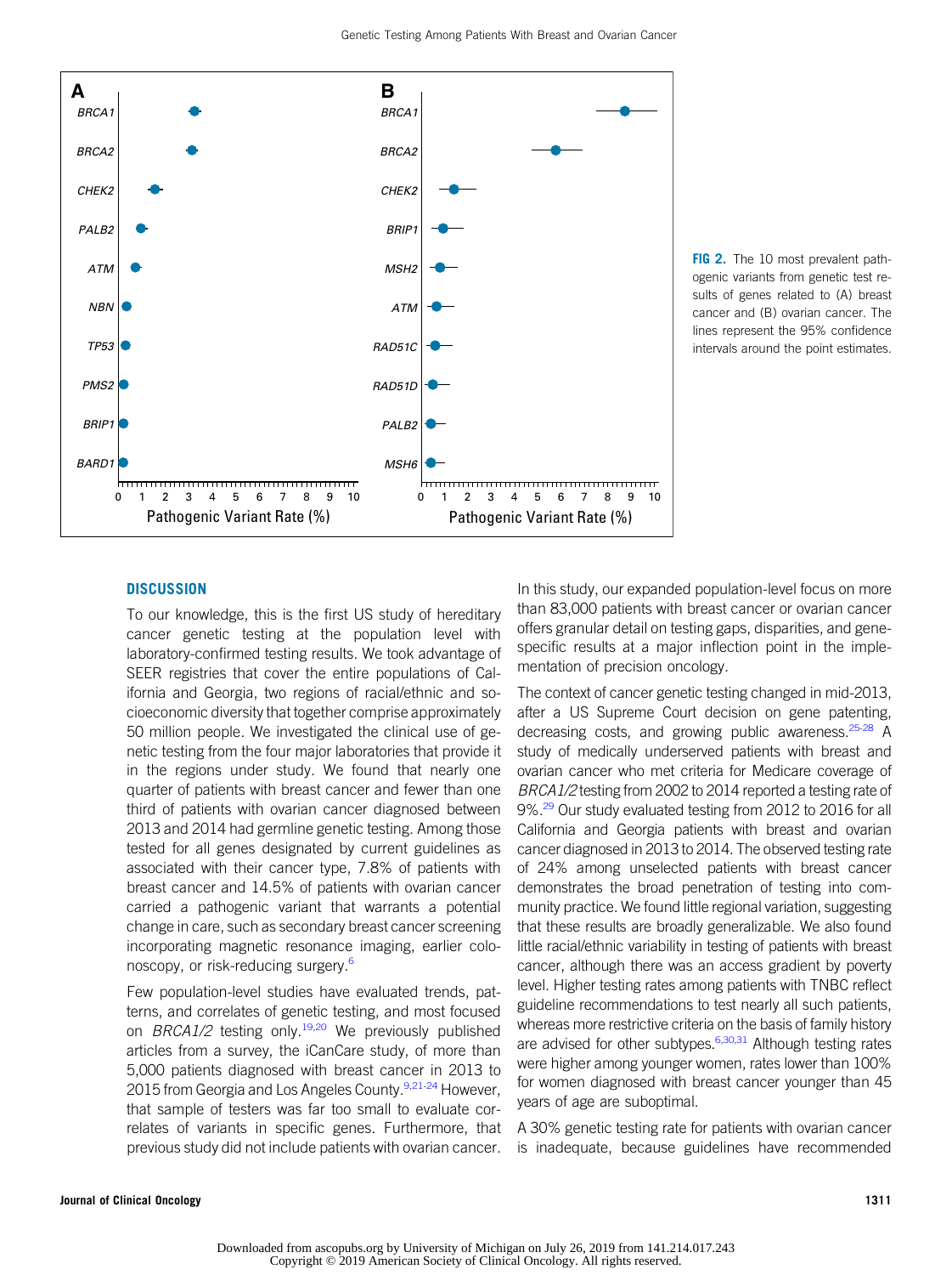**FIG 2.** The 10 most prevalent pathogenic variants from genetic test results of genes related to (A) breast cancer and (B) ovarian cancer. The lines represent the 95% confidence intervals around the point estimates.

## DISCUSSION

To our knowledge, this is the first US study of hereditary cancer genetic testing at the population level with laboratory-confirmed testing results. We took advantage of SEER registries that cover the entire populations of California and Georgia, two regions of racial/ethnic and socioeconomic diversity that together comprise approximately 50 million people. We investigated the clinical use of genetic testing from the four major laboratories that provide it in the regions under study. We found that nearly one quarter of patients with breast cancer and fewer than one third of patients with ovarian cancer diagnosed between 2013 and 2014 had germline genetic testing. Among those tested for all genes designated by current guidelines as associated with their cancer type, 7.8% of patients with breast cancer and 14.5% of patients with ovarian cancer carried a pathogenic variant that warrants a potential change in care, such as secondary breast cancer screening incorporating magnetic resonance imaging, earlier colonoscopy, or risk-reducing surgery.[6]

Few population-level studies have evaluated trends, patterns, and correlates of genetic testing, and most focused on *BRCA1/2* testing only.[19,20] We previously published articles from a survey, the iCanCare study, of more than 5,000 patients diagnosed with breast cancer in 2013 to 2015 from Georgia and Los Angeles County.[9,21-24] However, that sample of testers was far too small to evaluate correlates of variants in specific genes. Furthermore, that previous study did not include patients with ovarian cancer. In this study, our expanded population-level focus on more than 83,000 patients with breast cancer or ovarian cancer offers granular detail on testing gaps, disparities, and gene-specific results at a major inflection point in the implementation of precision oncology.

The context of cancer genetic testing changed in mid-2013, after a US Supreme Court decision on gene patenting, decreasing costs, and growing public awareness.[25-28] A study of medically underserved patients with breast and ovarian cancer who met criteria for Medicare coverage of *BRCA1/2* testing from 2002 to 2014 reported a testing rate of 9%.[29] Our study evaluated testing from 2012 to 2016 for all California and Georgia patients with breast and ovarian cancer diagnosed in 2013 to 2014. The observed testing rate of 24% among unselected patients with breast cancer demonstrates the broad penetration of testing into community practice. We found little regional variation, suggesting that these results are broadly generalizable. We also found little racial/ethnic variability in testing of patients with breast cancer, although there was an access gradient by poverty level. Higher testing rates among patients with TNBC reflect guideline recommendations to test nearly all such patients, whereas more restrictive criteria on the basis of family history are advised for other subtypes.[6,30,31] Although testing rates were higher among younger women, rates lower than 100% for women diagnosed with breast cancer younger than 45 years of age are suboptimal.

A 30% genetic testing rate for patients with ovarian cancer is inadequate, because guidelines have recommended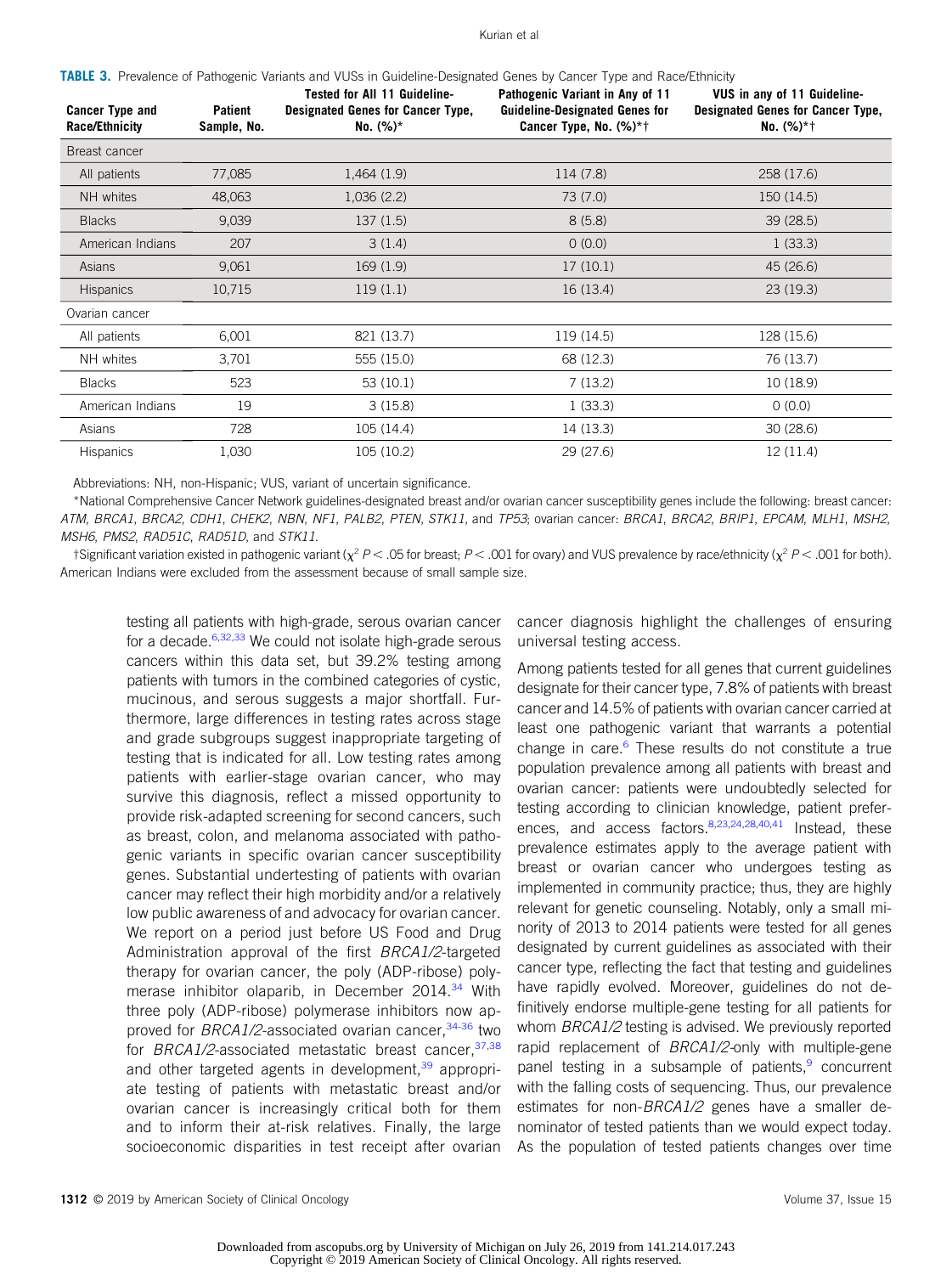**TABLE 3.** Prevalence of Pathogenic Variants and VUSs in Guideline-Designated Genes by Cancer Type and Race/Ethnicity

| Cancer Type and Race/Ethnicity | Patient Sample, No. | Tested for All 11 Guideline-Designated Genes for Cancer Type, No. (%)* | Pathogenic Variant in Any of 11 Guideline-Designated Genes for Cancer Type, No. (%)*† | VUS in any of 11 Guideline-Designated Genes for Cancer Type, No. (%)*† |
|---|---|---|---|---|
| Breast cancer | | | | |
| All patients | 77,085 | 1,464 (1.9) | 114 (7.8) | 258 (17.6) |
| NH whites | 48,063 | 1,036 (2.2) | 73 (7.0) | 150 (14.5) |
| Blacks | 9,039 | 137 (1.5) | 8 (5.8) | 39 (28.5) |
| American Indians | 207 | 3 (1.4) | 0 (0.0) | 1 (33.3) |
| Asians | 9,061 | 169 (1.9) | 17 (10.1) | 45 (26.6) |
| Hispanics | 10,715 | 119 (1.1) | 16 (13.4) | 23 (19.3) |
| Ovarian cancer | | | | |
| All patients | 6,001 | 821 (13.7) | 119 (14.5) | 128 (15.6) |
| NH whites | 3,701 | 555 (15.0) | 68 (12.3) | 76 (13.7) |
| Blacks | 523 | 53 (10.1) | 7 (13.2) | 10 (18.9) |
| American Indians | 19 | 3 (15.8) | 1 (33.3) | 0 (0.0) |
| Asians | 728 | 105 (14.4) | 14 (13.3) | 30 (28.6) |
| Hispanics | 1,030 | 105 (10.2) | 29 (27.6) | 12 (11.4) |

Abbreviations: NH, non-Hispanic; VUS, variant of uncertain significance.

*National Comprehensive Cancer Network guidelines-designated breast and/or ovarian cancer susceptibility genes include the following: breast cancer: *ATM*, *BRCA1*, *BRCA2*, *CDH1*, *CHEK2*, *NBN*, *NF1*, *PALB2*, *PTEN*, *STK11*, and *TP53*; ovarian cancer: *BRCA1*, *BRCA2*, *BRIP1*, *EPCAM*, *MLH1*, *MSH2*, *MSH6*, *PMS2*, *RAD51C*, *RAD51D*, and *STK11*.

†Significant variation existed in pathogenic variant ($\chi^2$ $P < .05$ for breast; $P < .001$ for ovary) and VUS prevalence by race/ethnicity ($\chi^2$ $P < .001$ for both). American Indians were excluded from the assessment because of small sample size.

testing all patients with high-grade, serous ovarian cancer for a decade.[6,32,33] We could not isolate high-grade serous cancers within this data set, but 39.2% testing among patients with tumors in the combined categories of cystic, mucinous, and serous suggests a major shortfall. Furthermore, large differences in testing rates across stage and grade subgroups suggest inappropriate targeting of testing that is indicated for all. Low testing rates among patients with earlier-stage ovarian cancer, who may survive this diagnosis, reflect a missed opportunity to provide risk-adapted screening for second cancers, such as breast, colon, and melanoma associated with pathogenic variants in specific ovarian cancer susceptibility genes. Substantial undertesting of patients with ovarian cancer may reflect their high morbidity and/or a relatively low public awareness of and advocacy for ovarian cancer. We report on a period just before US Food and Drug Administration approval of the first *BRCA1/2*-targeted therapy for ovarian cancer, the poly (ADP-ribose) polymerase inhibitor olaparib, in December 2014.[34] With three poly (ADP-ribose) polymerase inhibitors now approved for *BRCA1/2*-associated ovarian cancer,[34-36] two for *BRCA1/2*-associated metastatic breast cancer,[37,38] and other targeted agents in development,[39] appropriate testing of patients with metastatic breast and/or ovarian cancer is increasingly critical both for them and to inform their at-risk relatives. Finally, the large socioeconomic disparities in test receipt after ovarian cancer diagnosis highlight the challenges of ensuring universal testing access.

Among patients tested for all genes that current guidelines designate for their cancer type, 7.8% of patients with breast cancer and 14.5% of patients with ovarian cancer carried at least one pathogenic variant that warrants a potential change in care.[6] These results do not constitute a true population prevalence among all patients with breast and ovarian cancer: patients were undoubtedly selected for testing according to clinician knowledge, patient preferences, and access factors.[8,23,24,28,40,41] Instead, these prevalence estimates apply to the average patient with breast or ovarian cancer who undergoes testing as implemented in community practice; thus, they are highly relevant for genetic counseling. Notably, only a small minority of 2013 to 2014 patients were tested for all genes designated by current guidelines as associated with their cancer type, reflecting the fact that testing and guidelines have rapidly evolved. Moreover, guidelines do not definitively endorse multiple-gene testing for all patients for whom *BRCA1/2* testing is advised. We previously reported rapid replacement of *BRCA1/2*-only with multiple-gene panel testing in a subsample of patients,[9] concurrent with the falling costs of sequencing. Thus, our prevalence estimates for non-*BRCA1/2* genes have a smaller denominator of tested patients than we would expect today. As the population of tested patients changes over time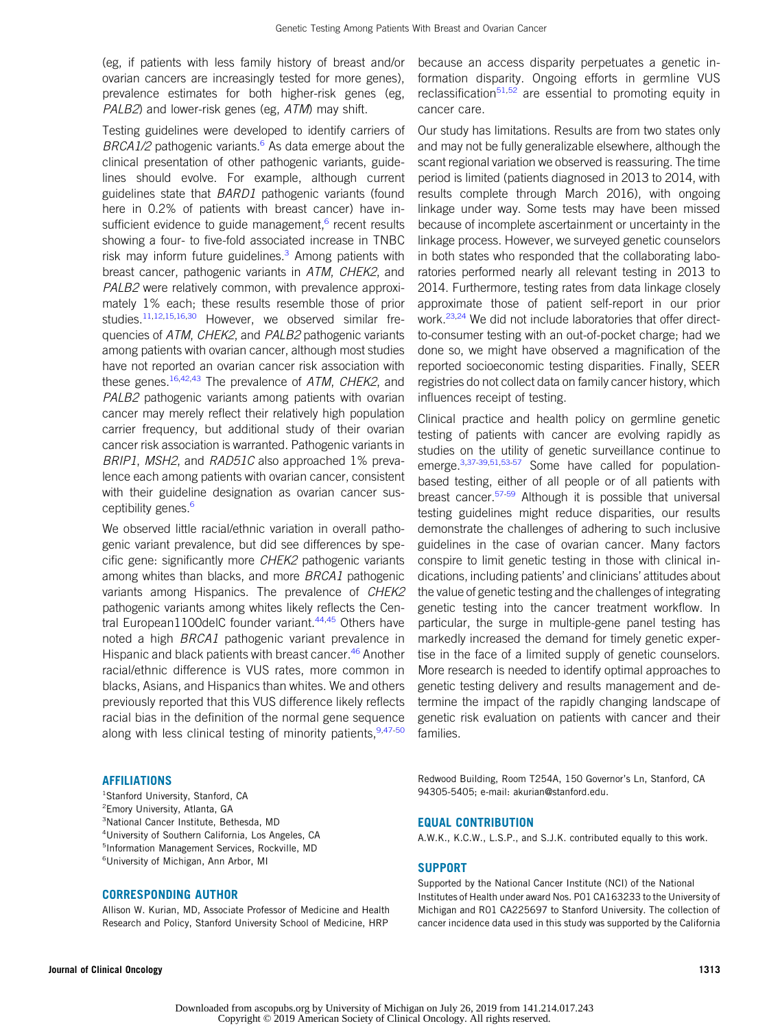(eg, if patients with less family history of breast and/or ovarian cancers are increasingly tested for more genes), prevalence estimates for both higher-risk genes (eg, *PALB2*) and lower-risk genes (eg, *ATM*) may shift.

Testing guidelines were developed to identify carriers of *BRCA1/2* pathogenic variants.[6] As data emerge about the clinical presentation of other pathogenic variants, guidelines should evolve. For example, although current guidelines state that *BARD1* pathogenic variants (found here in 0.2% of patients with breast cancer) have insufficient evidence to guide management,[6] recent results showing a four- to five-fold associated increase in TNBC risk may inform future guidelines.[3] Among patients with breast cancer, pathogenic variants in *ATM*, *CHEK2*, and *PALB2* were relatively common, with prevalence approximately 1% each; these results resemble those of prior studies.[11,12,15,16,30] However, we observed similar frequencies of *ATM*, *CHEK2*, and *PALB2* pathogenic variants among patients with ovarian cancer, although most studies have not reported an ovarian cancer risk association with these genes.[16,42,43] The prevalence of *ATM*, *CHEK2*, and *PALB2* pathogenic variants among patients with ovarian cancer may merely reflect their relatively high population carrier frequency, but additional study of their ovarian cancer risk association is warranted. Pathogenic variants in *BRIP1*, *MSH2*, and *RAD51C* also approached 1% prevalence each among patients with ovarian cancer, consistent with their guideline designation as ovarian cancer susceptibility genes.[6]

We observed little racial/ethnic variation in overall pathogenic variant prevalence, but did see differences by specific gene: significantly more *CHEK2* pathogenic variants among whites than blacks, and more *BRCA1* pathogenic variants among Hispanics. The prevalence of *CHEK2* pathogenic variants among whites likely reflects the Central European1100delC founder variant.[44,45] Others have noted a high *BRCA1* pathogenic variant prevalence in Hispanic and black patients with breast cancer.[46] Another racial/ethnic difference is VUS rates, more common in blacks, Asians, and Hispanics than whites. We and others previously reported that this VUS difference likely reflects racial bias in the definition of the normal gene sequence along with less clinical testing of minority patients,[9,47-50] because an access disparity perpetuates a genetic information disparity. Ongoing efforts in germline VUS reclassification[51,52] are essential to promoting equity in cancer care.

Our study has limitations. Results are from two states only and may not be fully generalizable elsewhere, although the scant regional variation we observed is reassuring. The time period is limited (patients diagnosed in 2013 to 2014, with results complete through March 2016), with ongoing linkage under way. Some tests may have been missed because of incomplete ascertainment or uncertainty in the linkage process. However, we surveyed genetic counselors in both states who responded that the collaborating laboratories performed nearly all relevant testing in 2013 to 2014. Furthermore, testing rates from data linkage closely approximate those of patient self-report in our prior work.[23,24] We did not include laboratories that offer direct-to-consumer testing with an out-of-pocket charge; had we done so, we might have observed a magnification of the reported socioeconomic testing disparities. Finally, SEER registries do not collect data on family cancer history, which influences receipt of testing.

Clinical practice and health policy on germline genetic testing of patients with cancer are evolving rapidly as studies on the utility of genetic surveillance continue to emerge.[3,37-39,51,53-57] Some have called for population-based testing, either of all people or of all patients with breast cancer.[57-59] Although it is possible that universal testing guidelines might reduce disparities, our results demonstrate the challenges of adhering to such inclusive guidelines in the case of ovarian cancer. Many factors conspire to limit genetic testing in those with clinical indications, including patients' and clinicians' attitudes about the value of genetic testing and the challenges of integrating genetic testing into the cancer treatment workflow. In particular, the surge in multiple-gene panel testing has markedly increased the demand for timely genetic expertise in the face of a limited supply of genetic counselors. More research is needed to identify optimal approaches to genetic testing delivery and results management and determine the impact of the rapidly changing landscape of genetic risk evaluation on patients with cancer and their families.

## AFFILIATIONS

[1]Stanford University, Stanford, CA
[2]Emory University, Atlanta, GA
[3]National Cancer Institute, Bethesda, MD
[4]University of Southern California, Los Angeles, CA
[5]Information Management Services, Rockville, MD
[6]University of Michigan, Ann Arbor, MI

## CORRESPONDING AUTHOR

Allison W. Kurian, MD, Associate Professor of Medicine and Health Research and Policy, Stanford University School of Medicine, HRP Redwood Building, Room T254A, 150 Governor's Ln, Stanford, CA 94305-5405; e-mail: akurian@stanford.edu.

## EQUAL CONTRIBUTION

A.W.K., K.C.W., L.S.P., and S.J.K. contributed equally to this work.

## SUPPORT

Supported by the National Cancer Institute (NCI) of the National Institutes of Health under award Nos. P01 CA163233 to the University of Michigan and R01 CA225697 to Stanford University. The collection of cancer incidence data used in this study was supported by the California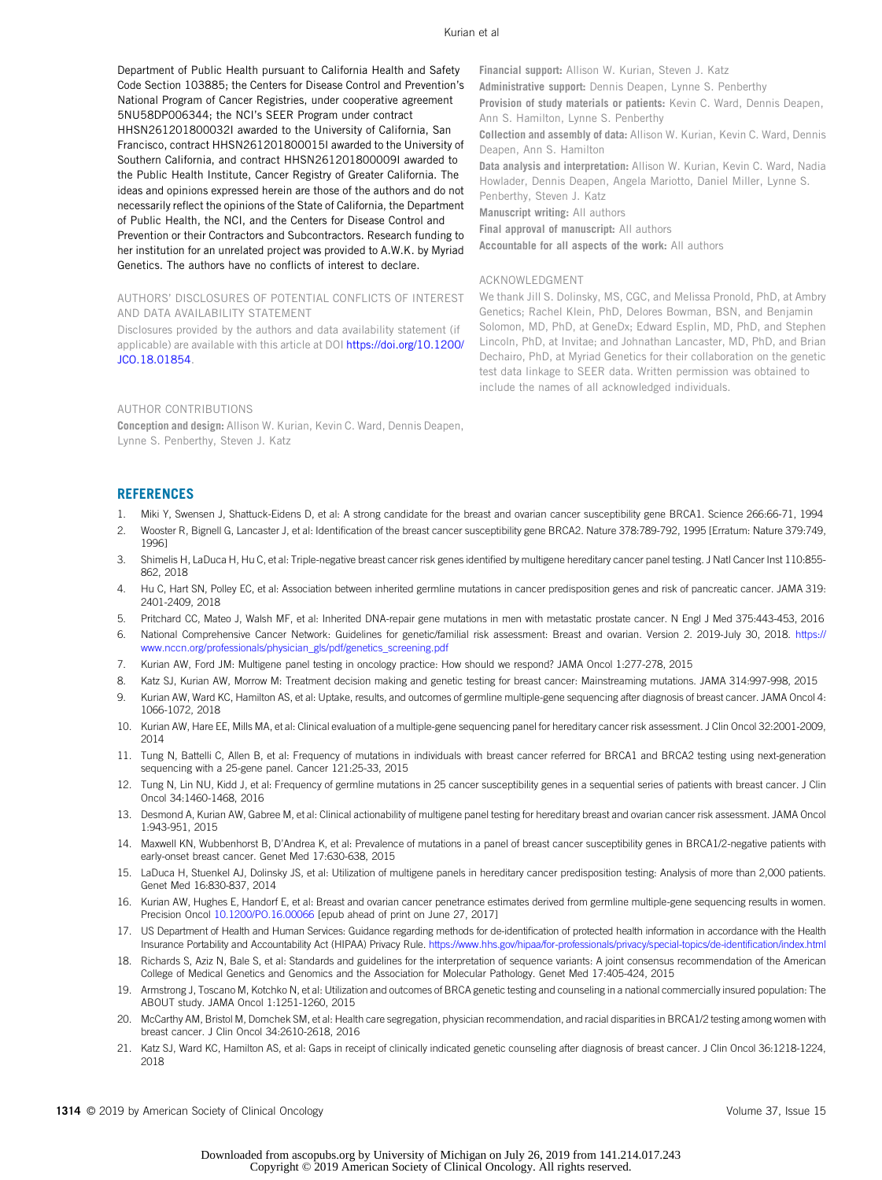Department of Public Health pursuant to California Health and Safety Code Section 103885; the Centers for Disease Control and Prevention's National Program of Cancer Registries, under cooperative agreement 5NU58DP006344; the NCI's SEER Program under contract HHSN261201800032I awarded to the University of California, San Francisco, contract HHSN261201800015I awarded to the University of Southern California, and contract HHSN261201800009I awarded to the Public Health Institute, Cancer Registry of Greater California. The ideas and opinions expressed herein are those of the authors and do not necessarily reflect the opinions of the State of California, the Department of Public Health, the NCI, and the Centers for Disease Control and Prevention or their Contractors and Subcontractors. Research funding to her institution for an unrelated project was provided to A.W.K. by Myriad Genetics. The authors have no conflicts of interest to declare.

## AUTHORS' DISCLOSURES OF POTENTIAL CONFLICTS OF INTEREST AND DATA AVAILABILITY STATEMENT

Disclosures provided by the authors and data availability statement (if applicable) are available with this article at DOI https://doi.org/10.1200/JCO.18.01854.

## AUTHOR CONTRIBUTIONS

**Conception and design:** Allison W. Kurian, Kevin C. Ward, Dennis Deapen, Lynne S. Penberthy, Steven J. Katz

**Financial support:** Allison W. Kurian, Steven J. Katz

**Administrative support:** Dennis Deapen, Lynne S. Penberthy

**Provision of study materials or patients:** Kevin C. Ward, Dennis Deapen, Ann S. Hamilton, Lynne S. Penberthy

**Collection and assembly of data:** Allison W. Kurian, Kevin C. Ward, Dennis Deapen, Ann S. Hamilton

**Data analysis and interpretation:** Allison W. Kurian, Kevin C. Ward, Nadia Howlader, Dennis Deapen, Angela Mariotto, Daniel Miller, Lynne S. Penberthy, Steven J. Katz

**Manuscript writing:** All authors

**Final approval of manuscript:** All authors

**Accountable for all aspects of the work:** All authors

## ACKNOWLEDGMENT

We thank Jill S. Dolinsky, MS, CGC, and Melissa Pronold, PhD, at Ambry Genetics; Rachel Klein, PhD, Delores Bowman, BSN, and Benjamin Solomon, MD, PhD, at GeneDx; Edward Esplin, MD, PhD, and Stephen Lincoln, PhD, at Invitae; and Johnathan Lancaster, MD, PhD, and Brian Dechairo, PhD, at Myriad Genetics for their collaboration on the genetic test data linkage to SEER data. Written permission was obtained to include the names of all acknowledged individuals.

## REFERENCES

1. Miki Y, Swensen J, Shattuck-Eidens D, et al: A strong candidate for the breast and ovarian cancer susceptibility gene BRCA1. Science 266:66-71, 1994
2. Wooster R, Bignell G, Lancaster J, et al: Identification of the breast cancer susceptibility gene BRCA2. Nature 378:789-792, 1995 [Erratum: Nature 379:749, 1996]
3. Shimelis H, LaDuca H, Hu C, et al: Triple-negative breast cancer risk genes identified by multigene hereditary cancer panel testing. J Natl Cancer Inst 110:855-862, 2018
4. Hu C, Hart SN, Polley EC, et al: Association between inherited germline mutations in cancer predisposition genes and risk of pancreatic cancer. JAMA 319:2401-2409, 2018
5. Pritchard CC, Mateo J, Walsh MF, et al: Inherited DNA-repair gene mutations in men with metastatic prostate cancer. N Engl J Med 375:443-453, 2016
6. National Comprehensive Cancer Network: Guidelines for genetic/familial risk assessment: Breast and ovarian. Version 2. 2019-July 30, 2018. https://www.nccn.org/professionals/physician_gls/pdf/genetics_screening.pdf
7. Kurian AW, Ford JM: Multigene panel testing in oncology practice: How should we respond? JAMA Oncol 1:277-278, 2015
8. Katz SJ, Kurian AW, Morrow M: Treatment decision making and genetic testing for breast cancer: Mainstreaming mutations. JAMA 314:997-998, 2015
9. Kurian AW, Ward KC, Hamilton AS, et al: Uptake, results, and outcomes of germline multiple-gene sequencing after diagnosis of breast cancer. JAMA Oncol 4:1066-1072, 2018
10. Kurian AW, Hare EE, Mills MA, et al: Clinical evaluation of a multiple-gene sequencing panel for hereditary cancer risk assessment. J Clin Oncol 32:2001-2009, 2014
11. Tung N, Battelli C, Allen B, et al: Frequency of mutations in individuals with breast cancer referred for BRCA1 and BRCA2 testing using next-generation sequencing with a 25-gene panel. Cancer 121:25-33, 2015
12. Tung N, Lin NU, Kidd J, et al: Frequency of germline mutations in 25 cancer susceptibility genes in a sequential series of patients with breast cancer. J Clin Oncol 34:1460-1468, 2016
13. Desmond A, Kurian AW, Gabree M, et al: Clinical actionability of multigene panel testing for hereditary breast and ovarian cancer risk assessment. JAMA Oncol 1:943-951, 2015
14. Maxwell KN, Wubbenhorst B, D'Andrea K, et al: Prevalence of mutations in a panel of breast cancer susceptibility genes in BRCA1/2-negative patients with early-onset breast cancer. Genet Med 17:630-638, 2015
15. LaDuca H, Stuenkel AJ, Dolinsky JS, et al: Utilization of multigene panels in hereditary cancer predisposition testing: Analysis of more than 2,000 patients. Genet Med 16:830-837, 2014
16. Kurian AW, Hughes E, Handorf E, et al: Breast and ovarian cancer penetrance estimates derived from germline multiple-gene sequencing results in women. Precision Oncol 10.1200/PO.16.00066 [epub ahead of print on June 27, 2017]
17. US Department of Health and Human Services: Guidance regarding methods for de-identification of protected health information in accordance with the Health Insurance Portability and Accountability Act (HIPAA) Privacy Rule. https://www.hhs.gov/hipaa/for-professionals/privacy/special-topics/de-identification/index.html
18. Richards S, Aziz N, Bale S, et al: Standards and guidelines for the interpretation of sequence variants: A joint consensus recommendation of the American College of Medical Genetics and Genomics and the Association for Molecular Pathology. Genet Med 17:405-424, 2015
19. Armstrong J, Toscano M, Kotchko N, et al: Utilization and outcomes of BRCA genetic testing and counseling in a national commercially insured population: The ABOUT study. JAMA Oncol 1:1251-1260, 2015
20. McCarthy AM, Bristol M, Domchek SM, et al: Health care segregation, physician recommendation, and racial disparities in BRCA1/2 testing among women with breast cancer. J Clin Oncol 34:2610-2618, 2016
21. Katz SJ, Ward KC, Hamilton AS, et al: Gaps in receipt of clinically indicated genetic counseling after diagnosis of breast cancer. J Clin Oncol 36:1218-1224, 2018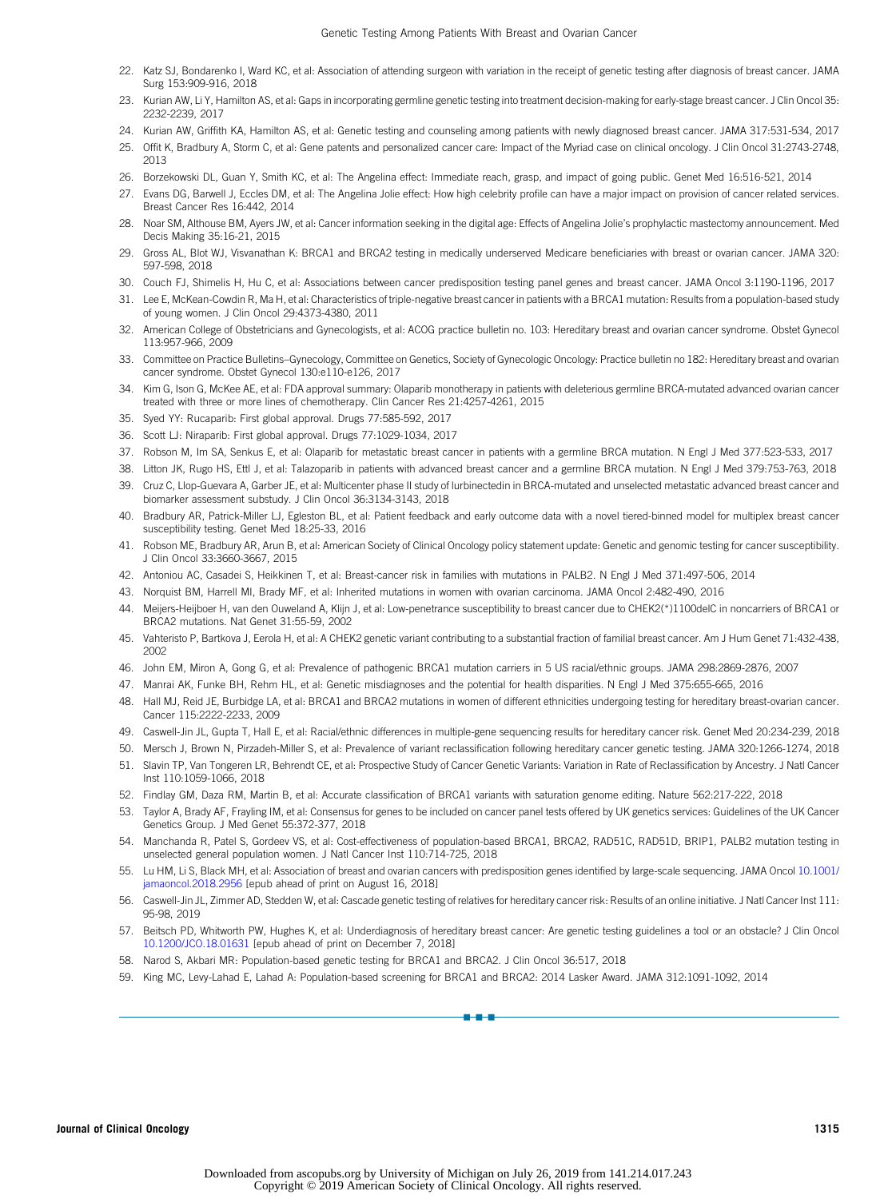22. Katz SJ, Bondarenko I, Ward KC, et al: Association of attending surgeon with variation in the receipt of genetic testing after diagnosis of breast cancer. JAMA Surg 153:909-916, 2018
23. Kurian AW, Li Y, Hamilton AS, et al: Gaps in incorporating germline genetic testing into treatment decision-making for early-stage breast cancer. J Clin Oncol 35: 2232-2239, 2017
24. Kurian AW, Griffith KA, Hamilton AS, et al: Genetic testing and counseling among patients with newly diagnosed breast cancer. JAMA 317:531-534, 2017
25. Offit K, Bradbury A, Storm C, et al: Gene patents and personalized cancer care: Impact of the Myriad case on clinical oncology. J Clin Oncol 31:2743-2748, 2013
26. Borzekowski DL, Guan Y, Smith KC, et al: The Angelina effect: Immediate reach, grasp, and impact of going public. Genet Med 16:516-521, 2014
27. Evans DG, Barwell J, Eccles DM, et al: The Angelina Jolie effect: How high celebrity profile can have a major impact on provision of cancer related services. Breast Cancer Res 16:442, 2014
28. Noar SM, Althouse BM, Ayers JW, et al: Cancer information seeking in the digital age: Effects of Angelina Jolie's prophylactic mastectomy announcement. Med Decis Making 35:16-21, 2015
29. Gross AL, Blot WJ, Visvanathan K: BRCA1 and BRCA2 testing in medically underserved Medicare beneficiaries with breast or ovarian cancer. JAMA 320: 597-598, 2018
30. Couch FJ, Shimelis H, Hu C, et al: Associations between cancer predisposition testing panel genes and breast cancer. JAMA Oncol 3:1190-1196, 2017
31. Lee E, McKean-Cowdin R, Ma H, et al: Characteristics of triple-negative breast cancer in patients with a BRCA1 mutation: Results from a population-based study of young women. J Clin Oncol 29:4373-4380, 2011
32. American College of Obstetricians and Gynecologists, et al: ACOG practice bulletin no. 103: Hereditary breast and ovarian cancer syndrome. Obstet Gynecol 113:957-966, 2009
33. Committee on Practice Bulletins–Gynecology, Committee on Genetics, Society of Gynecologic Oncology: Practice bulletin no 182: Hereditary breast and ovarian cancer syndrome. Obstet Gynecol 130:e110-e126, 2017
34. Kim G, Ison G, McKee AE, et al: FDA approval summary: Olaparib monotherapy in patients with deleterious germline BRCA-mutated advanced ovarian cancer treated with three or more lines of chemotherapy. Clin Cancer Res 21:4257-4261, 2015
35. Syed YY: Rucaparib: First global approval. Drugs 77:585-592, 2017
36. Scott LJ: Niraparib: First global approval. Drugs 77:1029-1034, 2017
37. Robson M, Im SA, Senkus E, et al: Olaparib for metastatic breast cancer in patients with a germline BRCA mutation. N Engl J Med 377:523-533, 2017
38. Litton JK, Rugo HS, Ettl J, et al: Talazoparib in patients with advanced breast cancer and a germline BRCA mutation. N Engl J Med 379:753-763, 2018
39. Cruz C, Llop-Guevara A, Garber JE, et al: Multicenter phase II study of lurbinectedin in BRCA-mutated and unselected metastatic advanced breast cancer and biomarker assessment substudy. J Clin Oncol 36:3134-3143, 2018
40. Bradbury AR, Patrick-Miller LJ, Egleston BL, et al: Patient feedback and early outcome data with a novel tiered-binned model for multiplex breast cancer susceptibility testing. Genet Med 18:25-33, 2016
41. Robson ME, Bradbury AR, Arun B, et al: American Society of Clinical Oncology policy statement update: Genetic and genomic testing for cancer susceptibility. J Clin Oncol 33:3660-3667, 2015
42. Antoniou AC, Casadei S, Heikkinen T, et al: Breast-cancer risk in families with mutations in PALB2. N Engl J Med 371:497-506, 2014
43. Norquist BM, Harrell MI, Brady MF, et al: Inherited mutations in women with ovarian carcinoma. JAMA Oncol 2:482-490, 2016
44. Meijers-Heijboer H, van den Ouweland A, Klijn J, et al: Low-penetrance susceptibility to breast cancer due to CHEK2(*)1100delC in noncarriers of BRCA1 or BRCA2 mutations. Nat Genet 31:55-59, 2002
45. Vahteristo P, Bartkova J, Eerola H, et al: A CHEK2 genetic variant contributing to a substantial fraction of familial breast cancer. Am J Hum Genet 71:432-438, 2002
46. John EM, Miron A, Gong G, et al: Prevalence of pathogenic BRCA1 mutation carriers in 5 US racial/ethnic groups. JAMA 298:2869-2876, 2007
47. Manrai AK, Funke BH, Rehm HL, et al: Genetic misdiagnoses and the potential for health disparities. N Engl J Med 375:655-665, 2016
48. Hall MJ, Reid JE, Burbidge LA, et al: BRCA1 and BRCA2 mutations in women of different ethnicities undergoing testing for hereditary breast-ovarian cancer. Cancer 115:2222-2233, 2009
49. Caswell-Jin JL, Gupta T, Hall E, et al: Racial/ethnic differences in multiple-gene sequencing results for hereditary cancer risk. Genet Med 20:234-239, 2018
50. Mersch J, Brown N, Pirzadeh-Miller S, et al: Prevalence of variant reclassification following hereditary cancer genetic testing. JAMA 320:1266-1274, 2018
51. Slavin TP, Van Tongeren LR, Behrendt CE, et al: Prospective Study of Cancer Genetic Variants: Variation in Rate of Reclassification by Ancestry. J Natl Cancer Inst 110:1059-1066, 2018
52. Findlay GM, Daza RM, Martin B, et al: Accurate classification of BRCA1 variants with saturation genome editing. Nature 562:217-222, 2018
53. Taylor A, Brady AF, Frayling IM, et al: Consensus for genes to be included on cancer panel tests offered by UK genetics services: Guidelines of the UK Cancer Genetics Group. J Med Genet 55:372-377, 2018
54. Manchanda R, Patel S, Gordeev VS, et al: Cost-effectiveness of population-based BRCA1, BRCA2, RAD51C, RAD51D, BRIP1, PALB2 mutation testing in unselected general population women. J Natl Cancer Inst 110:714-725, 2018
55. Lu HM, Li S, Black MH, et al: Association of breast and ovarian cancers with predisposition genes identified by large-scale sequencing. JAMA Oncol 10.1001/jamaoncol.2018.2956 [epub ahead of print on August 16, 2018]
56. Caswell-Jin JL, Zimmer AD, Stedden W, et al: Cascade genetic testing of relatives for hereditary cancer risk: Results of an online initiative. J Natl Cancer Inst 111: 95-98, 2019
57. Beitsch PD, Whitworth PW, Hughes K, et al: Underdiagnosis of hereditary breast cancer: Are genetic testing guidelines a tool or an obstacle? J Clin Oncol 10.1200/JCO.18.01631 [epub ahead of print on December 7, 2018]
58. Narod S, Akbari MR: Population-based genetic testing for BRCA1 and BRCA2. J Clin Oncol 36:517, 2018
59. King MC, Levy-Lahad E, Lahad A: Population-based screening for BRCA1 and BRCA2: 2014 Lasker Award. JAMA 312:1091-1092, 2014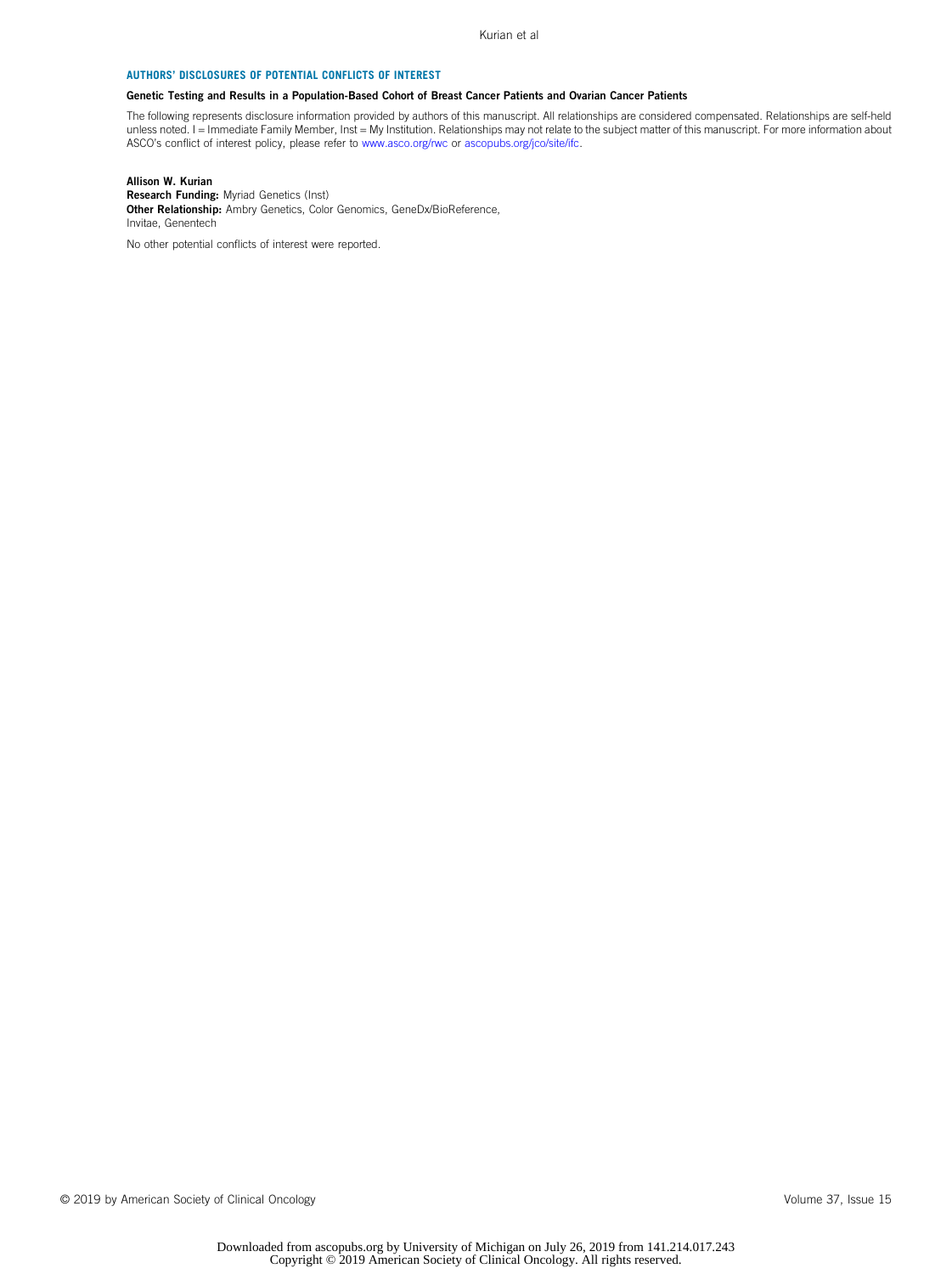## AUTHORS' DISCLOSURES OF POTENTIAL CONFLICTS OF INTEREST

**Genetic Testing and Results in a Population-Based Cohort of Breast Cancer Patients and Ovarian Cancer Patients**

The following represents disclosure information provided by authors of this manuscript. All relationships are considered compensated. Relationships are self-held unless noted. I = Immediate Family Member, Inst = My Institution. Relationships may not relate to the subject matter of this manuscript. For more information about ASCO's conflict of interest policy, please refer to www.asco.org/rwc or ascopubs.org/jco/site/ifc.

**Allison W. Kurian**
**Research Funding:** Myriad Genetics (Inst)
**Other Relationship:** Ambry Genetics, Color Genomics, GeneDx/BioReference, Invitae, Genentech

No other potential conflicts of interest were reported.

© 2019 by American Society of Clinical Oncology

Downloaded from ascopubs.org by University of Michigan on July 26, 2019 from 141.214.017.243
Copyright © 2019 American Society of Clinical Oncology. All rights reserved.